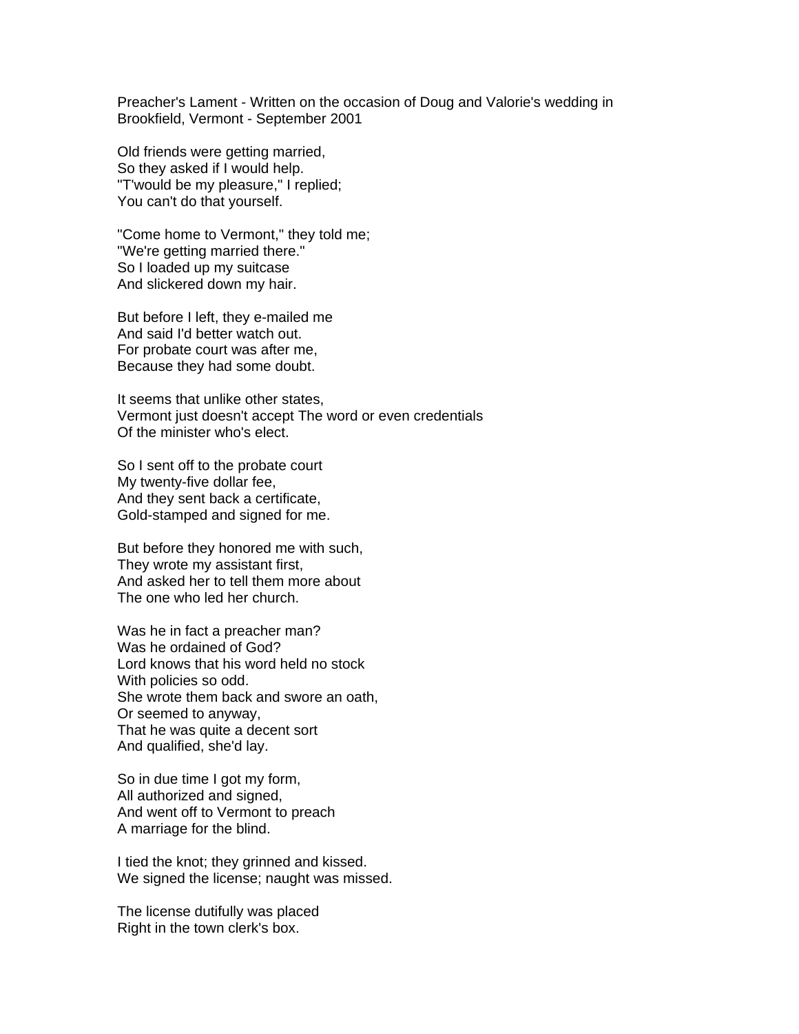Preacher's Lament - Written on the occasion of Doug and Valorie's wedding in Brookfield, Vermont - September 2001

Old friends were getting married,  
So they asked if I would help.  
"T'would be my pleasure," I replied;  
You can't do that yourself.

"Come home to Vermont," they told me;  
"We're getting married there."  
So I loaded up my suitcase  
And slickered down my hair.

But before I left, they e-mailed me  
And said I'd better watch out.  
For probate court was after me,  
Because they had some doubt.

It seems that unlike other states,  
Vermont just doesn't accept The word or even credentials  
Of the minister who's elect.

So I sent off to the probate court  
My twenty-five dollar fee,  
And they sent back a certificate,  
Gold-stamped and signed for me.

But before they honored me with such,  
They wrote my assistant first,  
And asked her to tell them more about  
The one who led her church.

Was he in fact a preacher man?  
Was he ordained of God?  
Lord knows that his word held no stock  
With policies so odd.  
She wrote them back and swore an oath,  
Or seemed to anyway,  
That he was quite a decent sort  
And qualified, she'd lay.

So in due time I got my form,  
All authorized and signed,  
And went off to Vermont to preach  
A marriage for the blind.

I tied the knot; they grinned and kissed.  
We signed the license; naught was missed.

The license dutifully was placed  
Right in the town clerk's box.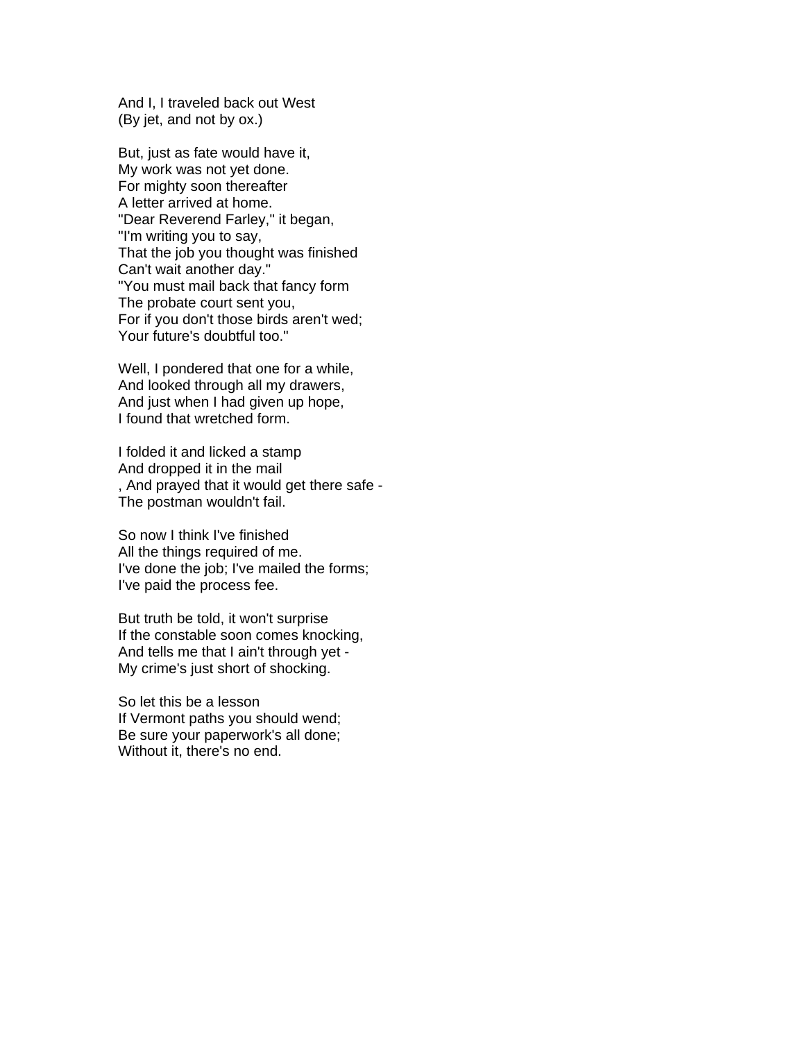And I, I traveled back out West
(By jet, and not by ox.)

But, just as fate would have it,
My work was not yet done.
For mighty soon thereafter
A letter arrived at home.
"Dear Reverend Farley," it began,
"I'm writing you to say,
That the job you thought was finished
Can't wait another day."
"You must mail back that fancy form
The probate court sent you,
For if you don't those birds aren't wed;
Your future's doubtful too."

Well, I pondered that one for a while,
And looked through all my drawers,
And just when I had given up hope,
I found that wretched form.

I folded it and licked a stamp
And dropped it in the mail
, And prayed that it would get there safe -
The postman wouldn't fail.

So now I think I've finished
All the things required of me.
I've done the job; I've mailed the forms;
I've paid the process fee.

But truth be told, it won't surprise
If the constable soon comes knocking,
And tells me that I ain't through yet -
My crime's just short of shocking.

So let this be a lesson
If Vermont paths you should wend;
Be sure your paperwork's all done;
Without it, there's no end.